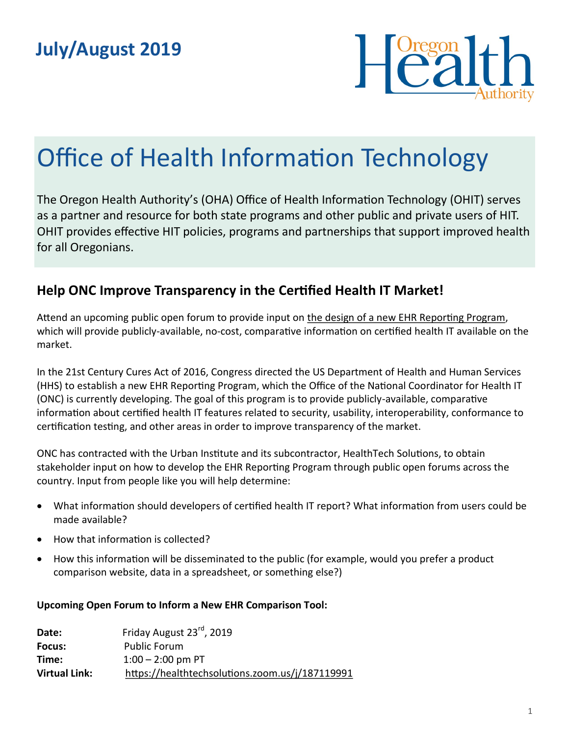**July/August 2019**

# Office of Health Information Technology

The Oregon Health Authority's (OHA) Office of Health Information Technology (OHIT) serves as a partner and resource for both state programs and other public and private users of HIT. OHIT provides effective HIT policies, programs and partnerships that support improved health for all Oregonians.

## Help ONC Improve Transparency in the Certified Health IT Market!

Attend an upcoming public open forum to provide input on the design of a new EHR Reporting Program, which will provide publicly-available, no-cost, comparative information on certified health IT available on the market.

In the 21st Century Cures Act of 2016, Congress directed the US Department of Health and Human Services (HHS) to establish a new EHR Reporting Program, which the Office of the National Coordinator for Health IT (ONC) is currently developing. The goal of this program is to provide publicly-available, comparative information about certified health IT features related to security, usability, interoperability, conformance to certification testing, and other areas in order to improve transparency of the market.

ONC has contracted with the Urban Institute and its subcontractor, HealthTech Solutions, to obtain stakeholder input on how to develop the EHR Reporting Program through public open forums across the country. Input from people like you will help determine:

- What information should developers of certified health IT report? What information from users could be made available?
- How that information is collected?
- How this information will be disseminated to the public (for example, would you prefer a product comparison website, data in a spreadsheet, or something else?)

**Upcoming Open Forum to Inform a New EHR Comparison Tool:**

**Date:** Friday August 23rd, 2019
**Focus:** Public Forum
**Time:** 1:00 – 2:00 pm PT
**Virtual Link:** https://healthtechsolutions.zoom.us/j/187119991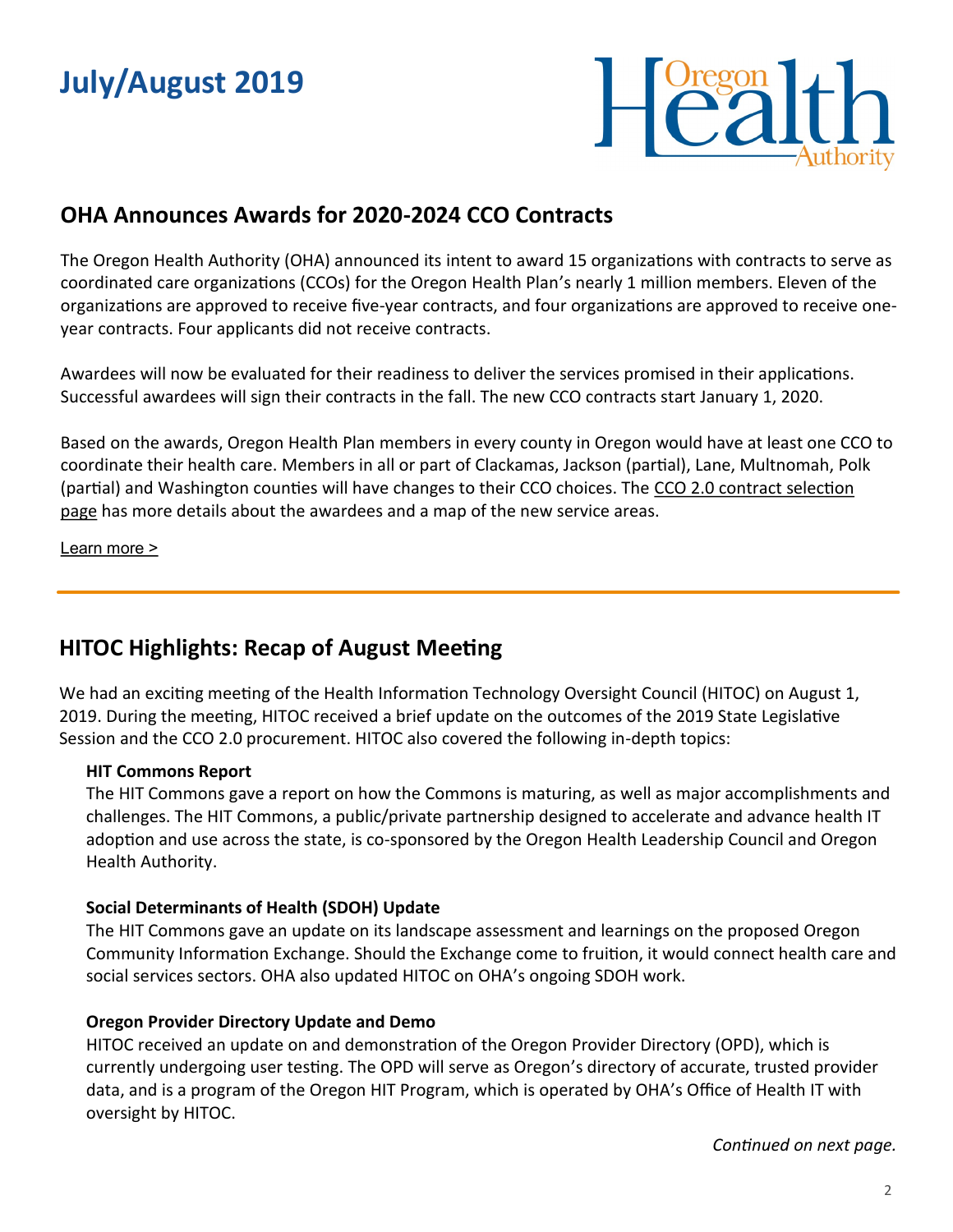# July/August 2019

## OHA Announces Awards for 2020-2024 CCO Contracts

The Oregon Health Authority (OHA) announced its intent to award 15 organizations with contracts to serve as coordinated care organizations (CCOs) for the Oregon Health Plan's nearly 1 million members. Eleven of the organizations are approved to receive five-year contracts, and four organizations are approved to receive one-year contracts. Four applicants did not receive contracts.

Awardees will now be evaluated for their readiness to deliver the services promised in their applications. Successful awardees will sign their contracts in the fall. The new CCO contracts start January 1, 2020.

Based on the awards, Oregon Health Plan members in every county in Oregon would have at least one CCO to coordinate their health care. Members in all or part of Clackamas, Jackson (partial), Lane, Multnomah, Polk (partial) and Washington counties will have changes to their CCO choices. The CCO 2.0 contract selection page has more details about the awardees and a map of the new service areas.

Learn more >

---

## HITOC Highlights: Recap of August Meeting

We had an exciting meeting of the Health Information Technology Oversight Council (HITOC) on August 1, 2019. During the meeting, HITOC received a brief update on the outcomes of the 2019 State Legislative Session and the CCO 2.0 procurement. HITOC also covered the following in-depth topics:

**HIT Commons Report**
The HIT Commons gave a report on how the Commons is maturing, as well as major accomplishments and challenges. The HIT Commons, a public/private partnership designed to accelerate and advance health IT adoption and use across the state, is co-sponsored by the Oregon Health Leadership Council and Oregon Health Authority.

**Social Determinants of Health (SDOH) Update**
The HIT Commons gave an update on its landscape assessment and learnings on the proposed Oregon Community Information Exchange. Should the Exchange come to fruition, it would connect health care and social services sectors. OHA also updated HITOC on OHA's ongoing SDOH work.

**Oregon Provider Directory Update and Demo**
HITOC received an update on and demonstration of the Oregon Provider Directory (OPD), which is currently undergoing user testing. The OPD will serve as Oregon's directory of accurate, trusted provider data, and is a program of the Oregon HIT Program, which is operated by OHA's Office of Health IT with oversight by HITOC.

*Continued on next page.*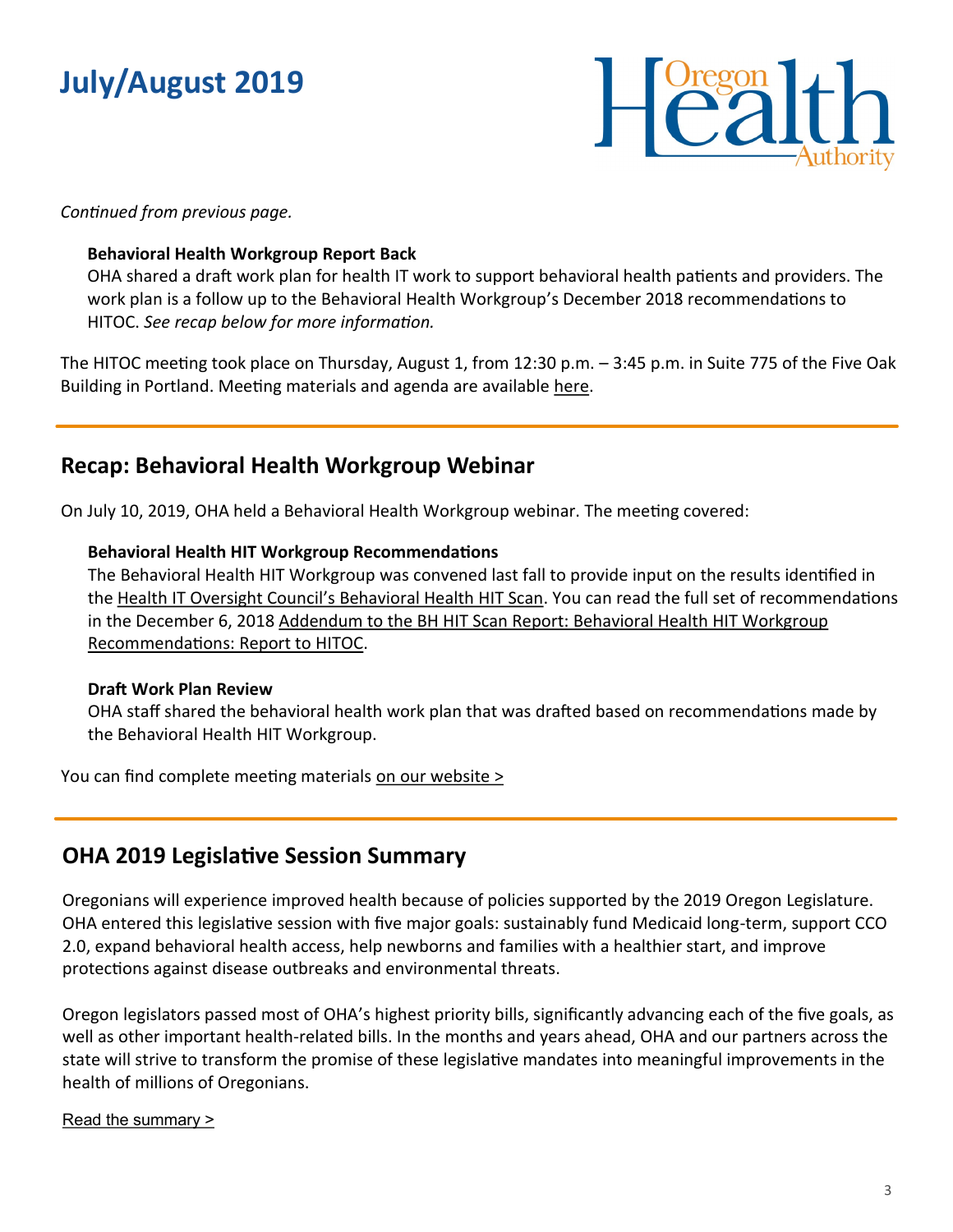# July/August 2019

*Continued from previous page.*

**Behavioral Health Workgroup Report Back**
OHA shared a draft work plan for health IT work to support behavioral health patients and providers. The work plan is a follow up to the Behavioral Health Workgroup's December 2018 recommendations to HITOC. *See recap below for more information.*

The HITOC meeting took place on Thursday, August 1, from 12:30 p.m. – 3:45 p.m. in Suite 775 of the Five Oak Building in Portland. Meeting materials and agenda are available here.

---

## Recap: Behavioral Health Workgroup Webinar

On July 10, 2019, OHA held a Behavioral Health Workgroup webinar. The meeting covered:

**Behavioral Health HIT Workgroup Recommendations**
The Behavioral Health HIT Workgroup was convened last fall to provide input on the results identified in the Health IT Oversight Council's Behavioral Health HIT Scan. You can read the full set of recommendations in the December 6, 2018 Addendum to the BH HIT Scan Report: Behavioral Health HIT Workgroup Recommendations: Report to HITOC.

**Draft Work Plan Review**
OHA staff shared the behavioral health work plan that was drafted based on recommendations made by the Behavioral Health HIT Workgroup.

You can find complete meeting materials on our website >

---

## OHA 2019 Legislative Session Summary

Oregonians will experience improved health because of policies supported by the 2019 Oregon Legislature. OHA entered this legislative session with five major goals: sustainably fund Medicaid long-term, support CCO 2.0, expand behavioral health access, help newborns and families with a healthier start, and improve protections against disease outbreaks and environmental threats.

Oregon legislators passed most of OHA's highest priority bills, significantly advancing each of the five goals, as well as other important health-related bills. In the months and years ahead, OHA and our partners across the state will strive to transform the promise of these legislative mandates into meaningful improvements in the health of millions of Oregonians.

Read the summary >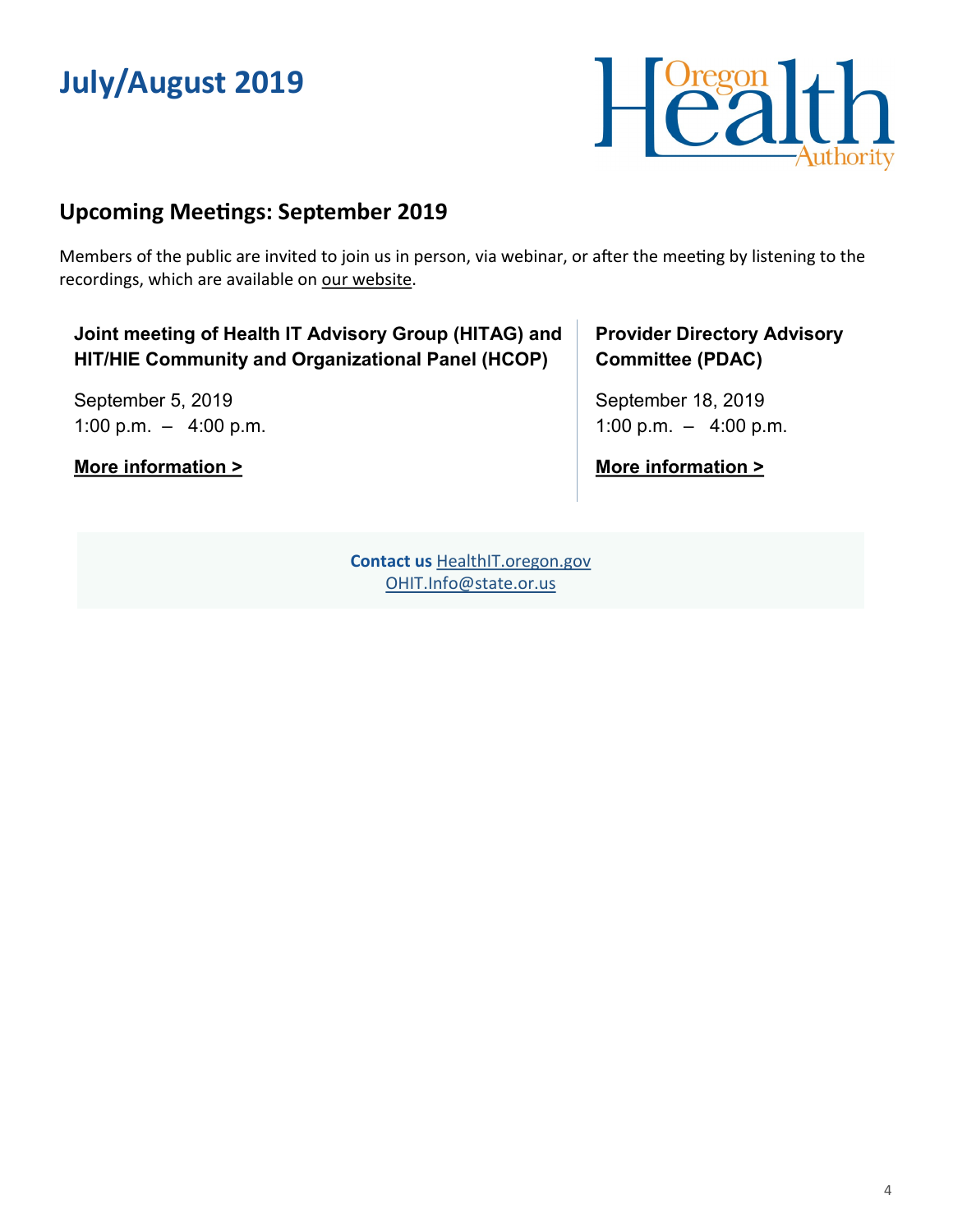# July/August 2019

## Upcoming Meetings: September 2019

Members of the public are invited to join us in person, via webinar, or after the meeting by listening to the recordings, which are available on our website.

**Joint meeting of Health IT Advisory Group (HITAG) and HIT/HIE Community and Organizational Panel (HCOP)**

September 5, 2019
1:00 p.m. – 4:00 p.m.

**More information >**

**Provider Directory Advisory Committee (PDAC)**

September 18, 2019
1:00 p.m. – 4:00 p.m.

**More information >**

**Contact us** HealthIT.oregon.gov
OHIT.Info@state.or.us